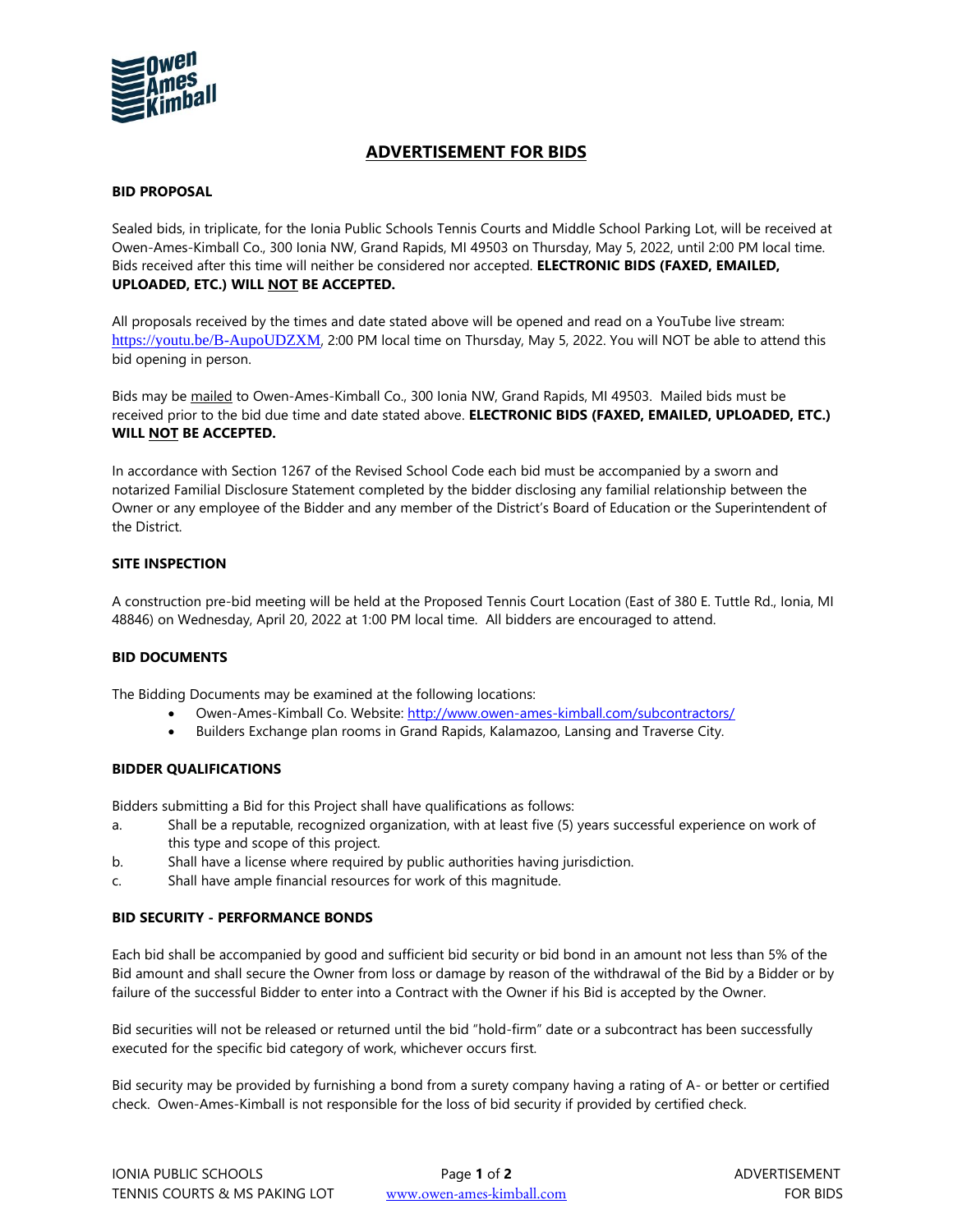# ADVERTISEMENT FOR BIDS

## BID PROPOSAL

Sealed bids, in triplicate, for the Ionia Public Schools Tennis Courts and Middle School Parking Lot, will be received at Owen-Ames-Kimball Co., 300 Ionia NW, Grand Rapids, MI 49503 on Thursday, May 5, 2022, until 2:00 PM local time. Bids received after this time will neither be considered nor accepted. **ELECTRONIC BIDS (FAXED, EMAILED, UPLOADED, ETC.) WILL <u>NOT</u> BE ACCEPTED.**

All proposals received by the times and date stated above will be opened and read on a YouTube live stream: https://youtu.be/B-AupoUDZXM, 2:00 PM local time on Thursday, May 5, 2022. You will NOT be able to attend this bid opening in person.

Bids may be <u>mailed</u> to Owen-Ames-Kimball Co., 300 Ionia NW, Grand Rapids, MI 49503. Mailed bids must be received prior to the bid due time and date stated above. **ELECTRONIC BIDS (FAXED, EMAILED, UPLOADED, ETC.) WILL <u>NOT</u> BE ACCEPTED.**

In accordance with Section 1267 of the Revised School Code each bid must be accompanied by a sworn and notarized Familial Disclosure Statement completed by the bidder disclosing any familial relationship between the Owner or any employee of the Bidder and any member of the District's Board of Education or the Superintendent of the District.

## SITE INSPECTION

A construction pre-bid meeting will be held at the Proposed Tennis Court Location (East of 380 E. Tuttle Rd., Ionia, MI 48846) on Wednesday, April 20, 2022 at 1:00 PM local time. All bidders are encouraged to attend.

## BID DOCUMENTS

The Bidding Documents may be examined at the following locations:

- Owen-Ames-Kimball Co. Website: http://www.owen-ames-kimball.com/subcontractors/
- Builders Exchange plan rooms in Grand Rapids, Kalamazoo, Lansing and Traverse City.

## BIDDER QUALIFICATIONS

Bidders submitting a Bid for this Project shall have qualifications as follows:

a. Shall be a reputable, recognized organization, with at least five (5) years successful experience on work of this type and scope of this project.

b. Shall have a license where required by public authorities having jurisdiction.

c. Shall have ample financial resources for work of this magnitude.

## BID SECURITY - PERFORMANCE BONDS

Each bid shall be accompanied by good and sufficient bid security or bid bond in an amount not less than 5% of the Bid amount and shall secure the Owner from loss or damage by reason of the withdrawal of the Bid by a Bidder or by failure of the successful Bidder to enter into a Contract with the Owner if his Bid is accepted by the Owner.

Bid securities will not be released or returned until the bid "hold-firm" date or a subcontract has been successfully executed for the specific bid category of work, whichever occurs first.

Bid security may be provided by furnishing a bond from a surety company having a rating of A- or better or certified check. Owen-Ames-Kimball is not responsible for the loss of bid security if provided by certified check.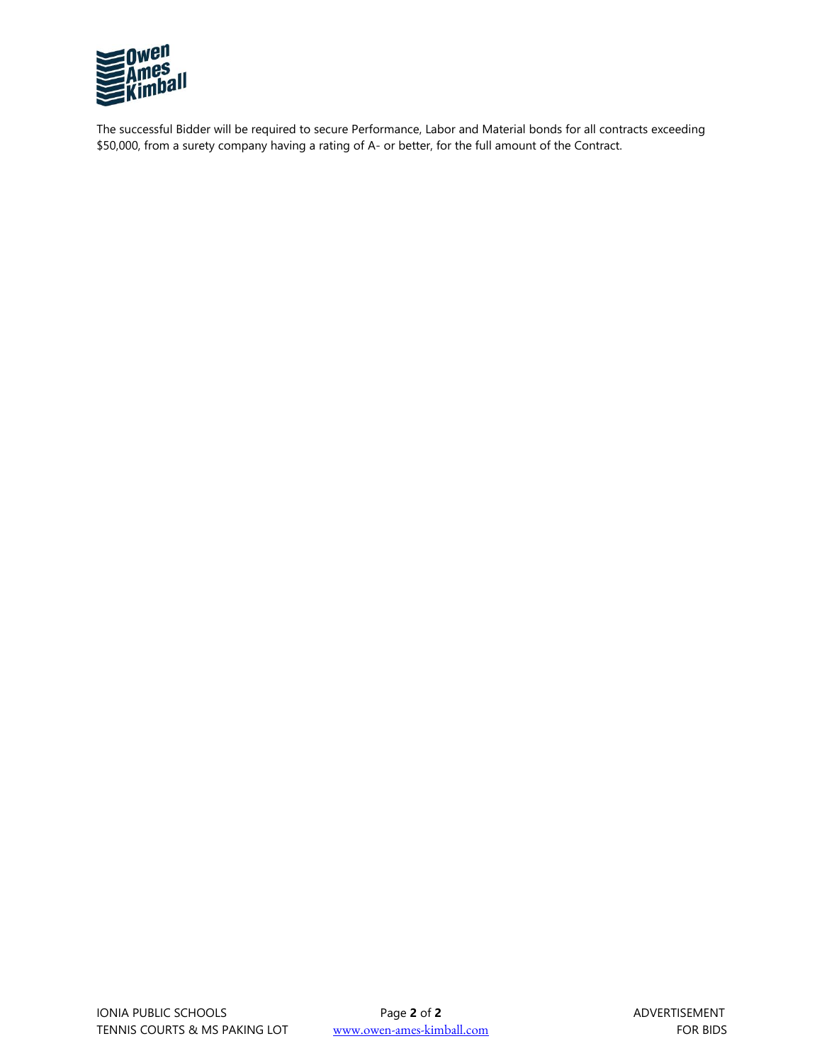The successful Bidder will be required to secure Performance, Labor and Material bonds for all contracts exceeding $50,000, from a surety company having a rating of A- or better, for the full amount of the Contract.